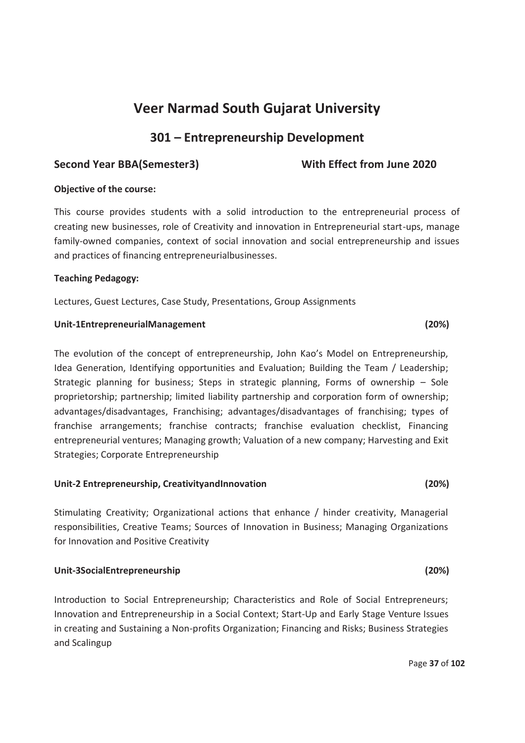# Veer Narmad South Gujarat University

## 301 – Entrepreneurship Development

**Second Year BBA(Semester3)** **With Effect from June 2020**

**Objective of the course:**

This course provides students with a solid introduction to the entrepreneurial process of creating new businesses, role of Creativity and innovation in Entrepreneurial start-ups, manage family-owned companies, context of social innovation and social entrepreneurship and issues and practices of financing entrepreneurialbusinesses.

**Teaching Pedagogy:**

Lectures, Guest Lectures, Case Study, Presentations, Group Assignments

**Unit-1EntrepreneurialManagement (20%)**

The evolution of the concept of entrepreneurship, John Kao's Model on Entrepreneurship, Idea Generation, Identifying opportunities and Evaluation; Building the Team / Leadership; Strategic planning for business; Steps in strategic planning, Forms of ownership – Sole proprietorship; partnership; limited liability partnership and corporation form of ownership; advantages/disadvantages, Franchising; advantages/disadvantages of franchising; types of franchise arrangements; franchise contracts; franchise evaluation checklist, Financing entrepreneurial ventures; Managing growth; Valuation of a new company; Harvesting and Exit Strategies; Corporate Entrepreneurship

**Unit-2 Entrepreneurship, CreativityandInnovation (20%)**

Stimulating Creativity; Organizational actions that enhance / hinder creativity, Managerial responsibilities, Creative Teams; Sources of Innovation in Business; Managing Organizations for Innovation and Positive Creativity

**Unit-3SocialEntrepreneurship (20%)**

Introduction to Social Entrepreneurship; Characteristics and Role of Social Entrepreneurs; Innovation and Entrepreneurship in a Social Context; Start-Up and Early Stage Venture Issues in creating and Sustaining a Non-profits Organization; Financing and Risks; Business Strategies and Scalingup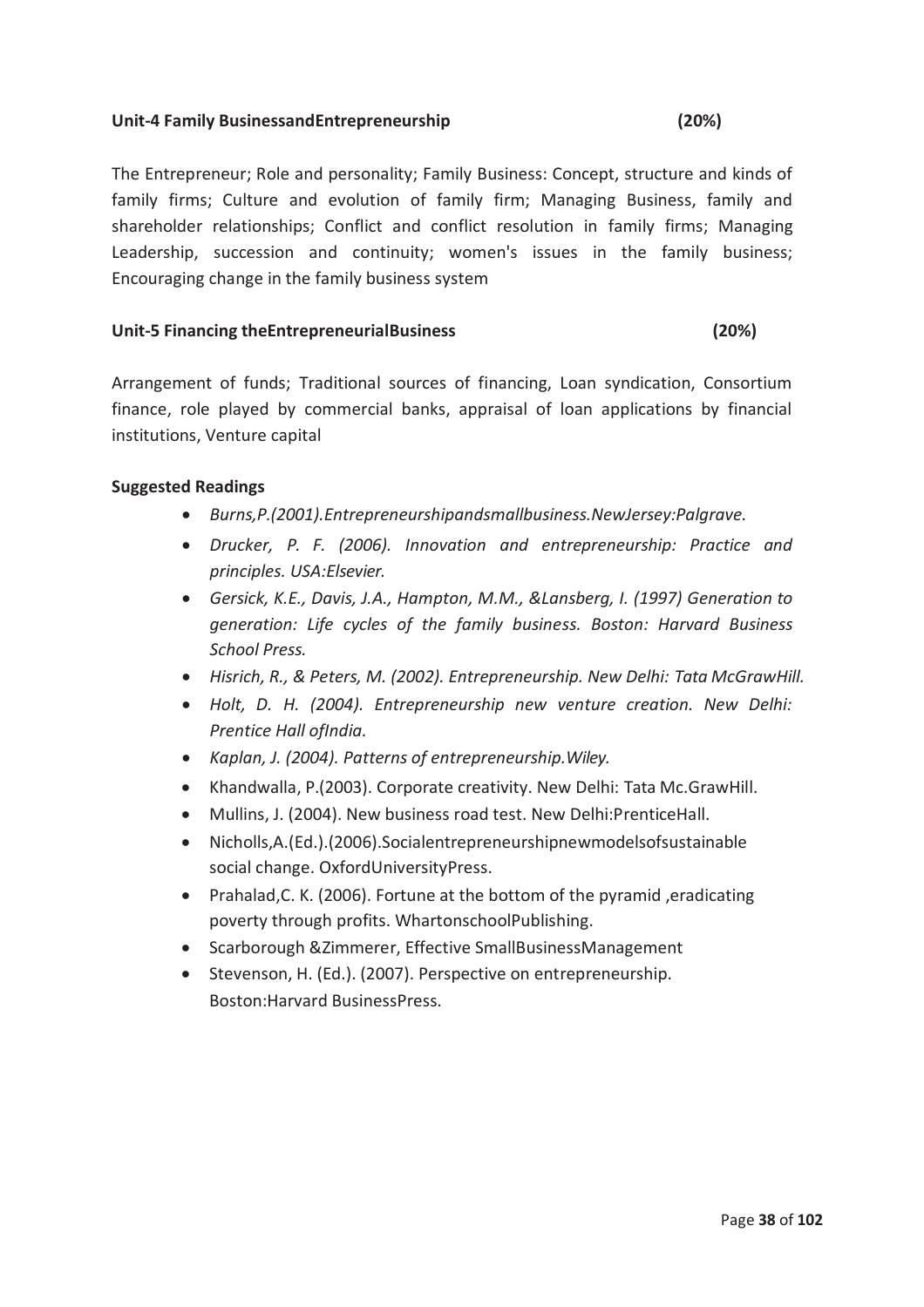**Unit-4 Family BusinessandEntrepreneurship (20%)**

The Entrepreneur; Role and personality; Family Business: Concept, structure and kinds of family firms; Culture and evolution of family firm; Managing Business, family and shareholder relationships; Conflict and conflict resolution in family firms; Managing Leadership, succession and continuity; women's issues in the family business; Encouraging change in the family business system

**Unit-5 Financing theEntrepreneurialBusiness (20%)**

Arrangement of funds; Traditional sources of financing, Loan syndication, Consortium finance, role played by commercial banks, appraisal of loan applications by financial institutions, Venture capital

**Suggested Readings**

- *Burns,P.(2001).Entrepreneurshipandsmallbusiness.NewJersey:Palgrave.*
- *Drucker, P. F. (2006). Innovation and entrepreneurship: Practice and principles. USA:Elsevier.*
- *Gersick, K.E., Davis, J.A., Hampton, M.M., &Lansberg, I. (1997) Generation to generation: Life cycles of the family business. Boston: Harvard Business School Press.*
- *Hisrich, R., & Peters, M. (2002). Entrepreneurship. New Delhi: Tata McGrawHill.*
- *Holt, D. H. (2004). Entrepreneurship new venture creation. New Delhi: Prentice Hall ofIndia.*
- *Kaplan, J. (2004). Patterns of entrepreneurship.Wiley.*
- Khandwalla, P.(2003). Corporate creativity. New Delhi: Tata Mc.GrawHill.
- Mullins, J. (2004). New business road test. New Delhi:PrenticeHall.
- Nicholls,A.(Ed.).(2006).Socialentrepreneurshipnewmodelsofsustainable social change. OxfordUniversityPress.
- Prahalad,C. K. (2006). Fortune at the bottom of the pyramid ,eradicating poverty through profits. WhartonschoolPublishing.
- Scarborough &Zimmerer, Effective SmallBusinessManagement
- Stevenson, H. (Ed.). (2007). Perspective on entrepreneurship. Boston:Harvard BusinessPress.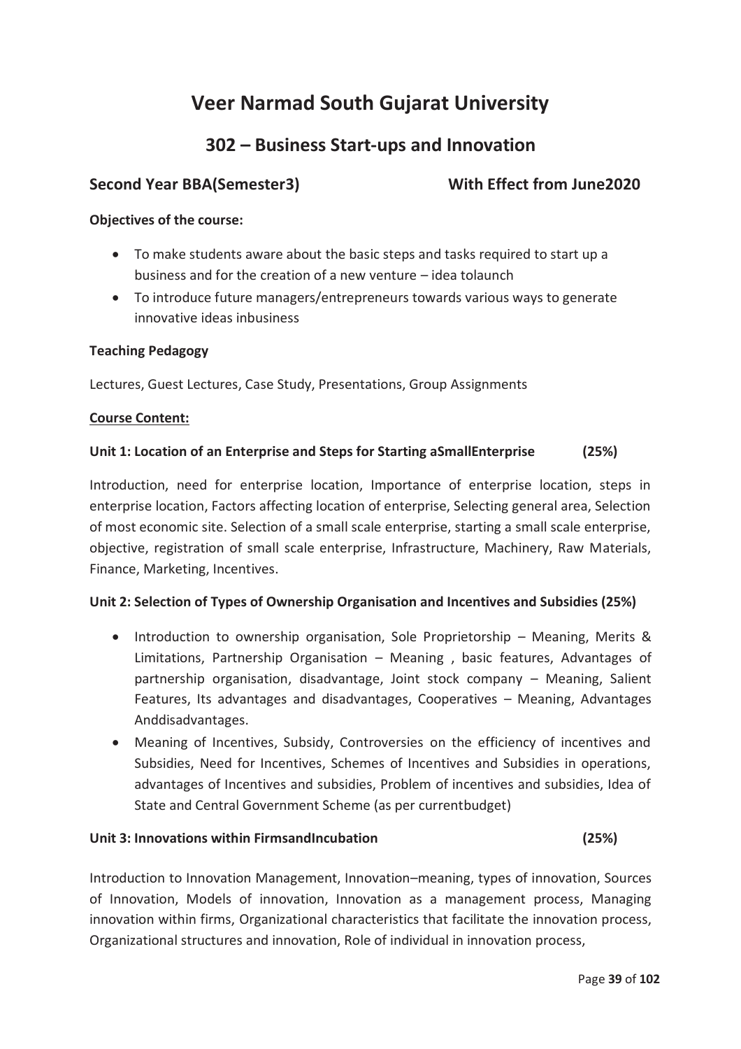# Veer Narmad South Gujarat University

## 302 – Business Start-ups and Innovation

### Second Year BBA(Semester3) With Effect from June2020

**Objectives of the course:**

- To make students aware about the basic steps and tasks required to start up a business and for the creation of a new venture – idea tolaunch
- To introduce future managers/entrepreneurs towards various ways to generate innovative ideas inbusiness

**Teaching Pedagogy**

Lectures, Guest Lectures, Case Study, Presentations, Group Assignments

**<u>Course Content:</u>**

**Unit 1: Location of an Enterprise and Steps for Starting aSmallEnterprise (25%)**

Introduction, need for enterprise location, Importance of enterprise location, steps in enterprise location, Factors affecting location of enterprise, Selecting general area, Selection of most economic site. Selection of a small scale enterprise, starting a small scale enterprise, objective, registration of small scale enterprise, Infrastructure, Machinery, Raw Materials, Finance, Marketing, Incentives.

**Unit 2: Selection of Types of Ownership Organisation and Incentives and Subsidies (25%)**

- Introduction to ownership organisation, Sole Proprietorship – Meaning, Merits & Limitations, Partnership Organisation – Meaning , basic features, Advantages of partnership organisation, disadvantage, Joint stock company – Meaning, Salient Features, Its advantages and disadvantages, Cooperatives – Meaning, Advantages Anddisadvantages.
- Meaning of Incentives, Subsidy, Controversies on the efficiency of incentives and Subsidies, Need for Incentives, Schemes of Incentives and Subsidies in operations, advantages of Incentives and subsidies, Problem of incentives and subsidies, Idea of State and Central Government Scheme (as per currentbudget)

**Unit 3: Innovations within FirmsandIncubation (25%)**

Introduction to Innovation Management, Innovation–meaning, types of innovation, Sources of Innovation, Models of innovation, Innovation as a management process, Managing innovation within firms, Organizational characteristics that facilitate the innovation process, Organizational structures and innovation, Role of individual in innovation process,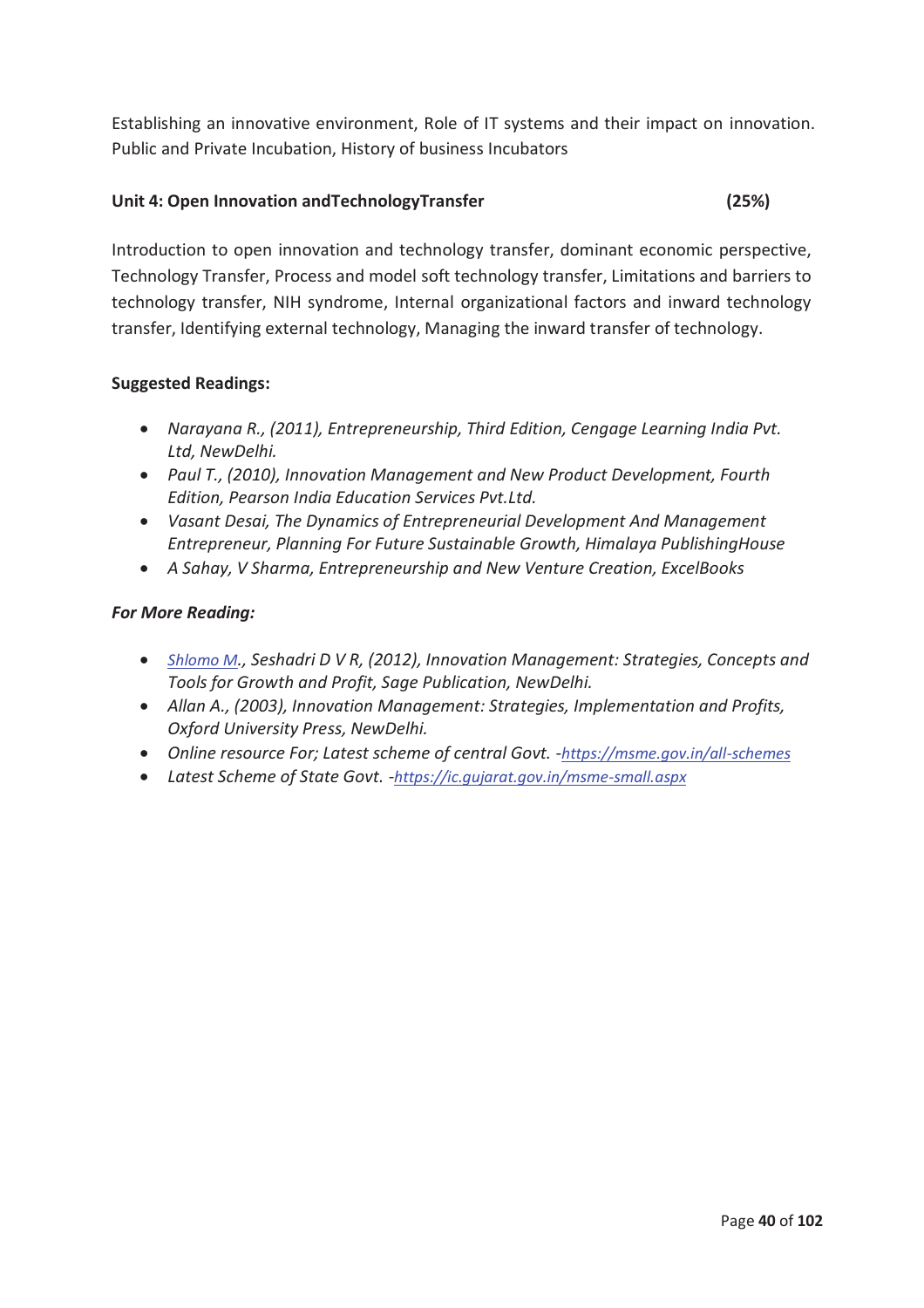Establishing an innovative environment, Role of IT systems and their impact on innovation. Public and Private Incubation, History of business Incubators

**Unit 4: Open Innovation andTechnologyTransfer (25%)**

Introduction to open innovation and technology transfer, dominant economic perspective, Technology Transfer, Process and model soft technology transfer, Limitations and barriers to technology transfer, NIH syndrome, Internal organizational factors and inward technology transfer, Identifying external technology, Managing the inward transfer of technology.

**Suggested Readings:**

- *Narayana R., (2011), Entrepreneurship, Third Edition, Cengage Learning India Pvt. Ltd, NewDelhi.*
- *Paul T., (2010), Innovation Management and New Product Development, Fourth Edition, Pearson India Education Services Pvt.Ltd.*
- *Vasant Desai, The Dynamics of Entrepreneurial Development And Management Entrepreneur, Planning For Future Sustainable Growth, Himalaya PublishingHouse*
- *A Sahay, V Sharma, Entrepreneurship and New Venture Creation, ExcelBooks*

***For More Reading:***

- *Shlomo M., Seshadri D V R, (2012), Innovation Management: Strategies, Concepts and Tools for Growth and Profit, Sage Publication, NewDelhi.*
- *Allan A., (2003), Innovation Management: Strategies, Implementation and Profits, Oxford University Press, NewDelhi.*
- *Online resource For; Latest scheme of central Govt. -https://msme.gov.in/all-schemes*
- *Latest Scheme of State Govt. -https://ic.gujarat.gov.in/msme-small.aspx*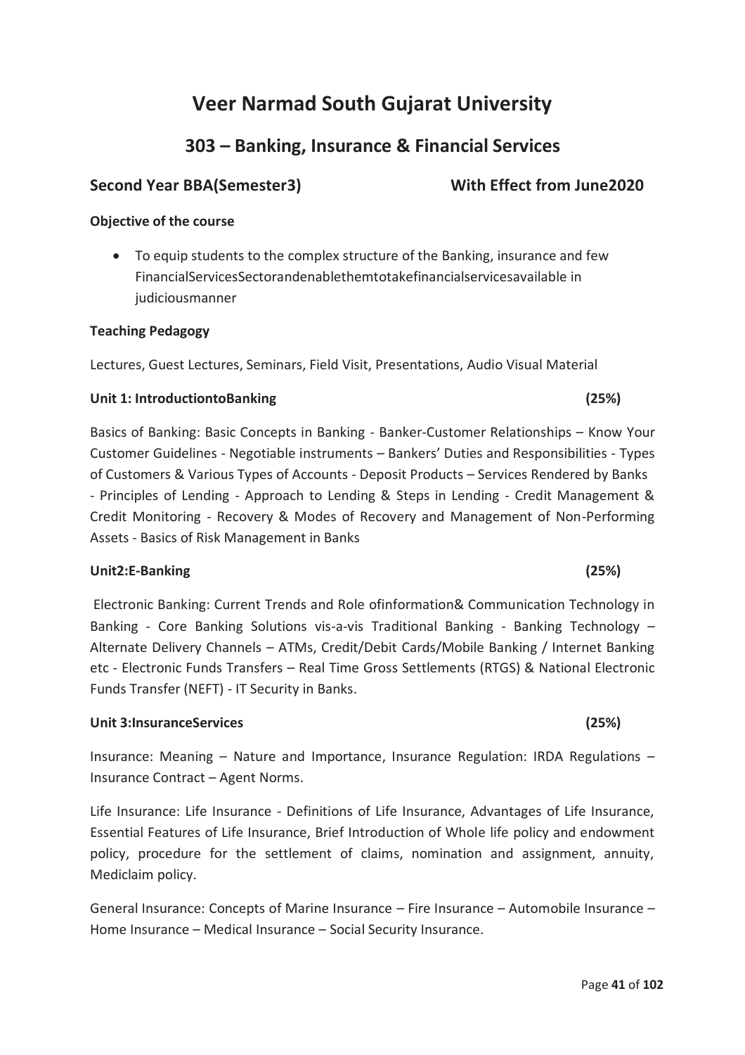# Veer Narmad South Gujarat University

## 303 – Banking, Insurance & Financial Services

**Second Year BBA(Semester3)** **With Effect from June2020**

**Objective of the course**

- To equip students to the complex structure of the Banking, insurance and few FinancialServicesSectorandenablethemtotakefinancialservicesavailable in judiciousmanner

**Teaching Pedagogy**

Lectures, Guest Lectures, Seminars, Field Visit, Presentations, Audio Visual Material

**Unit 1: IntroductiontoBanking** **(25%)**

Basics of Banking: Basic Concepts in Banking - Banker-Customer Relationships – Know Your Customer Guidelines - Negotiable instruments – Bankers' Duties and Responsibilities - Types of Customers & Various Types of Accounts - Deposit Products – Services Rendered by Banks - Principles of Lending - Approach to Lending & Steps in Lending - Credit Management & Credit Monitoring - Recovery & Modes of Recovery and Management of Non-Performing Assets - Basics of Risk Management in Banks

**Unit2:E-Banking** **(25%)**

Electronic Banking: Current Trends and Role ofinformation& Communication Technology in Banking - Core Banking Solutions vis-a-vis Traditional Banking - Banking Technology – Alternate Delivery Channels – ATMs, Credit/Debit Cards/Mobile Banking / Internet Banking etc - Electronic Funds Transfers – Real Time Gross Settlements (RTGS) & National Electronic Funds Transfer (NEFT) - IT Security in Banks.

**Unit 3:InsuranceServices** **(25%)**

Insurance: Meaning – Nature and Importance, Insurance Regulation: IRDA Regulations – Insurance Contract – Agent Norms.

Life Insurance: Life Insurance - Definitions of Life Insurance, Advantages of Life Insurance, Essential Features of Life Insurance, Brief Introduction of Whole life policy and endowment policy, procedure for the settlement of claims, nomination and assignment, annuity, Mediclaim policy.

General Insurance: Concepts of Marine Insurance – Fire Insurance – Automobile Insurance – Home Insurance – Medical Insurance – Social Security Insurance.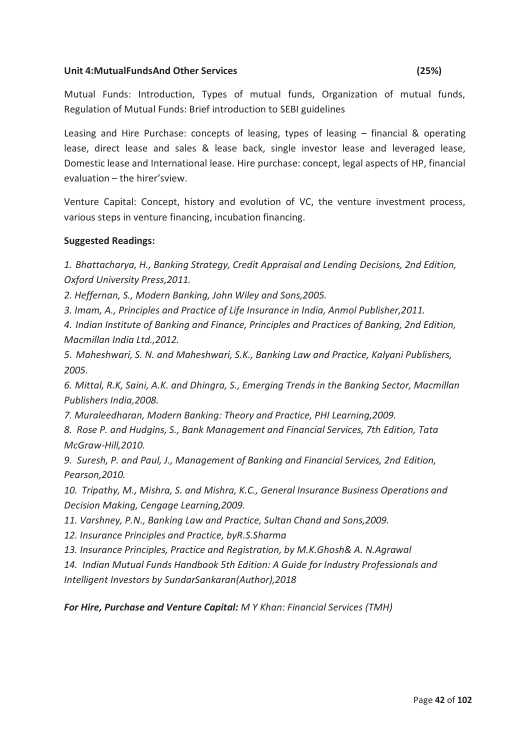**Unit 4:MutualFundsAnd Other Services (25%)**

Mutual Funds: Introduction, Types of mutual funds, Organization of mutual funds, Regulation of Mutual Funds: Brief introduction to SEBI guidelines

Leasing and Hire Purchase: concepts of leasing, types of leasing – financial & operating lease, direct lease and sales & lease back, single investor lease and leveraged lease, Domestic lease and International lease. Hire purchase: concept, legal aspects of HP, financial evaluation – the hirer'sview.

Venture Capital: Concept, history and evolution of VC, the venture investment process, various steps in venture financing, incubation financing.

**Suggested Readings:**

*1. Bhattacharya, H., Banking Strategy, Credit Appraisal and Lending Decisions, 2nd Edition, Oxford University Press,2011.*

*2. Heffernan, S., Modern Banking, John Wiley and Sons,2005.*

*3. Imam, A., Principles and Practice of Life Insurance in India, Anmol Publisher,2011.*

*4. Indian Institute of Banking and Finance, Principles and Practices of Banking, 2nd Edition, Macmillan India Ltd.,2012.*

*5. Maheshwari, S. N. and Maheshwari, S.K., Banking Law and Practice, Kalyani Publishers, 2005.*

*6. Mittal, R.K, Saini, A.K. and Dhingra, S., Emerging Trends in the Banking Sector, Macmillan Publishers India,2008.*

*7. Muraleedharan, Modern Banking: Theory and Practice, PHI Learning,2009.*

*8. Rose P. and Hudgins, S., Bank Management and Financial Services, 7th Edition, Tata McGraw-Hill,2010.*

*9. Suresh, P. and Paul, J., Management of Banking and Financial Services, 2nd Edition, Pearson,2010.*

*10. Tripathy, M., Mishra, S. and Mishra, K.C., General Insurance Business Operations and Decision Making, Cengage Learning,2009.*

*11. Varshney, P.N., Banking Law and Practice, Sultan Chand and Sons,2009.*

*12. Insurance Principles and Practice, byR.S.Sharma*

*13. Insurance Principles, Practice and Registration, by M.K.Ghosh& A. N.Agrawal*

*14. Indian Mutual Funds Handbook 5th Edition: A Guide for Industry Professionals and Intelligent Investors by SundarSankaran(Author),2018*

***For Hire, Purchase and Venture Capital:*** *M Y Khan: Financial Services (TMH)*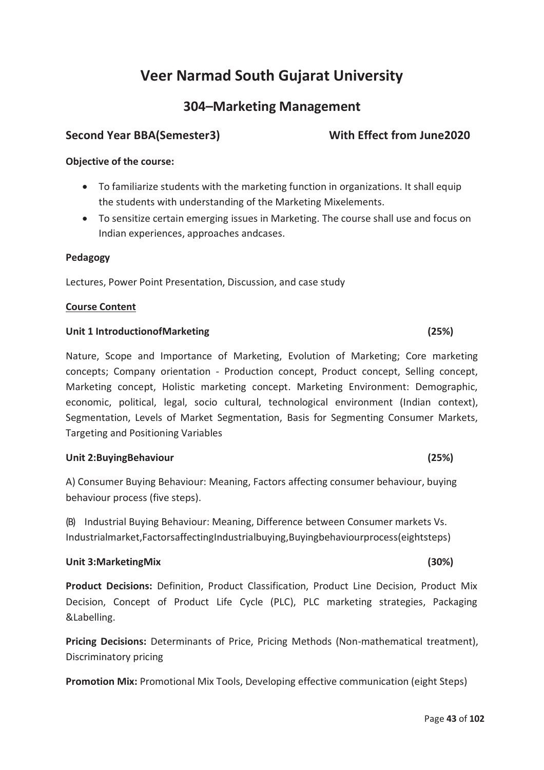# Veer Narmad South Gujarat University

## 304–Marketing Management

**Second Year BBA(Semester3) With Effect from June2020**

**Objective of the course:**

- To familiarize students with the marketing function in organizations. It shall equip the students with understanding of the Marketing Mixelements.
- To sensitize certain emerging issues in Marketing. The course shall use and focus on Indian experiences, approaches andcases.

**Pedagogy**

Lectures, Power Point Presentation, Discussion, and case study

**Course Content**

**Unit 1 IntroductionofMarketing (25%)**

Nature, Scope and Importance of Marketing, Evolution of Marketing; Core marketing concepts; Company orientation - Production concept, Product concept, Selling concept, Marketing concept, Holistic marketing concept. Marketing Environment: Demographic, economic, political, legal, socio cultural, technological environment (Indian context), Segmentation, Levels of Market Segmentation, Basis for Segmenting Consumer Markets, Targeting and Positioning Variables

**Unit 2:BuyingBehaviour (25%)**

A) Consumer Buying Behaviour: Meaning, Factors affecting consumer behaviour, buying behaviour process (five steps).

(B) Industrial Buying Behaviour: Meaning, Difference between Consumer markets Vs. Industrialmarket,FactorsaffectingIndustrialbuying,Buyingbehaviourprocess(eightsteps)

**Unit 3:MarketingMix (30%)**

**Product Decisions:** Definition, Product Classification, Product Line Decision, Product Mix Decision, Concept of Product Life Cycle (PLC), PLC marketing strategies, Packaging &Labelling.

**Pricing Decisions:** Determinants of Price, Pricing Methods (Non-mathematical treatment), Discriminatory pricing

**Promotion Mix:** Promotional Mix Tools, Developing effective communication (eight Steps)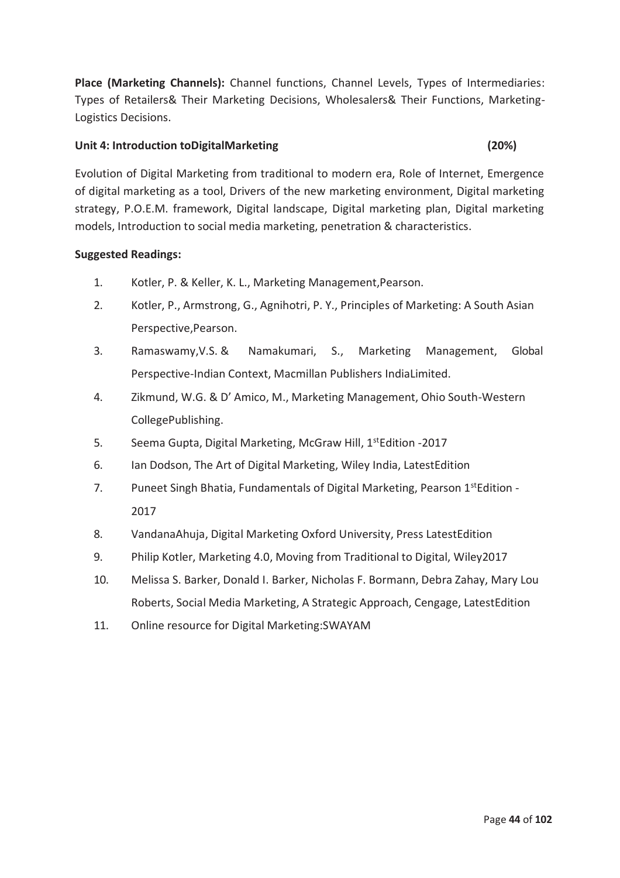**Place (Marketing Channels):** Channel functions, Channel Levels, Types of Intermediaries: Types of Retailers& Their Marketing Decisions, Wholesalers& Their Functions, Marketing-Logistics Decisions.

**Unit 4: Introduction toDigitalMarketing (20%)**

Evolution of Digital Marketing from traditional to modern era, Role of Internet, Emergence of digital marketing as a tool, Drivers of the new marketing environment, Digital marketing strategy, P.O.E.M. framework, Digital landscape, Digital marketing plan, Digital marketing models, Introduction to social media marketing, penetration & characteristics.

**Suggested Readings:**

1. Kotler, P. & Keller, K. L., Marketing Management,Pearson.
2. Kotler, P., Armstrong, G., Agnihotri, P. Y., Principles of Marketing: A South Asian Perspective,Pearson.
3. Ramaswamy,V.S. & Namakumari, S., Marketing Management, Global Perspective-Indian Context, Macmillan Publishers IndiaLimited.
4. Zikmund, W.G. & D' Amico, M., Marketing Management, Ohio South-Western CollegePublishing.
5. Seema Gupta, Digital Marketing, McGraw Hill, 1stEdition -2017
6. Ian Dodson, The Art of Digital Marketing, Wiley India, LatestEdition
7. Puneet Singh Bhatia, Fundamentals of Digital Marketing, Pearson 1stEdition -2017
8. VandanaAhuja, Digital Marketing Oxford University, Press LatestEdition
9. Philip Kotler, Marketing 4.0, Moving from Traditional to Digital, Wiley2017
10. Melissa S. Barker, Donald I. Barker, Nicholas F. Bormann, Debra Zahay, Mary Lou Roberts, Social Media Marketing, A Strategic Approach, Cengage, LatestEdition
11. Online resource for Digital Marketing:SWAYAM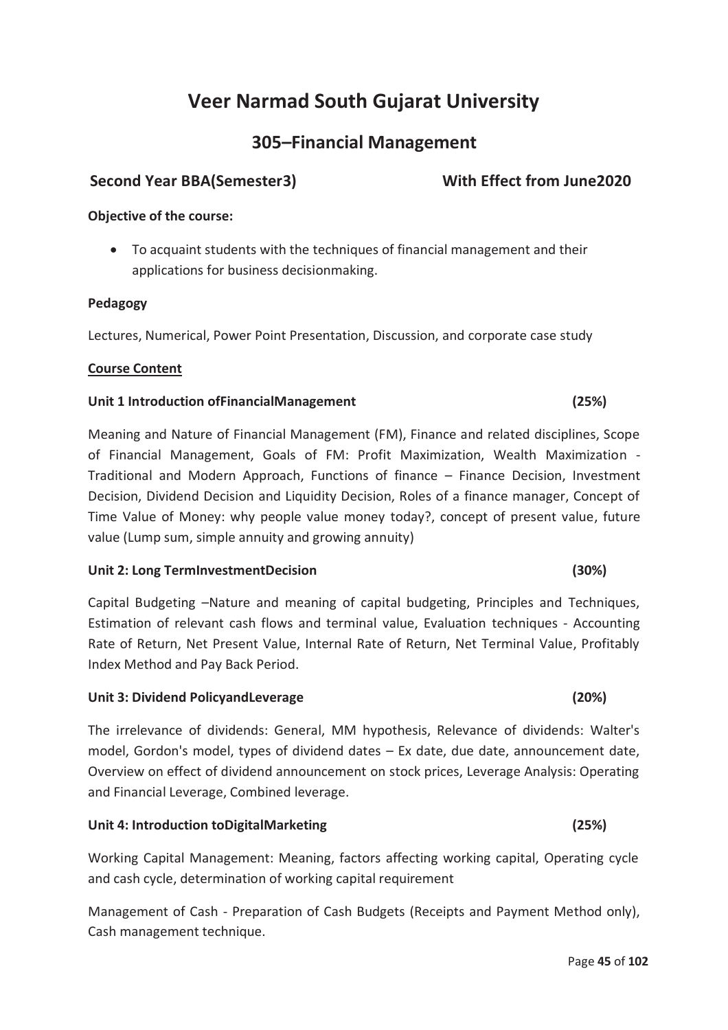# Veer Narmad South Gujarat University

## 305–Financial Management

**Second Year BBA(Semester3)** **With Effect from June2020**

**Objective of the course:**

- To acquaint students with the techniques of financial management and their applications for business decisionmaking.

**Pedagogy**

Lectures, Numerical, Power Point Presentation, Discussion, and corporate case study

**Course Content**

**Unit 1 Introduction ofFinancialManagement (25%)**

Meaning and Nature of Financial Management (FM), Finance and related disciplines, Scope of Financial Management, Goals of FM: Profit Maximization, Wealth Maximization - Traditional and Modern Approach, Functions of finance – Finance Decision, Investment Decision, Dividend Decision and Liquidity Decision, Roles of a finance manager, Concept of Time Value of Money: why people value money today?, concept of present value, future value (Lump sum, simple annuity and growing annuity)

**Unit 2: Long TermInvestmentDecision (30%)**

Capital Budgeting –Nature and meaning of capital budgeting, Principles and Techniques, Estimation of relevant cash flows and terminal value, Evaluation techniques - Accounting Rate of Return, Net Present Value, Internal Rate of Return, Net Terminal Value, Profitably Index Method and Pay Back Period.

**Unit 3: Dividend PolicyandLeverage (20%)**

The irrelevance of dividends: General, MM hypothesis, Relevance of dividends: Walter's model, Gordon's model, types of dividend dates – Ex date, due date, announcement date, Overview on effect of dividend announcement on stock prices, Leverage Analysis: Operating and Financial Leverage, Combined leverage.

**Unit 4: Introduction toDigitalMarketing (25%)**

Working Capital Management: Meaning, factors affecting working capital, Operating cycle and cash cycle, determination of working capital requirement

Management of Cash - Preparation of Cash Budgets (Receipts and Payment Method only), Cash management technique.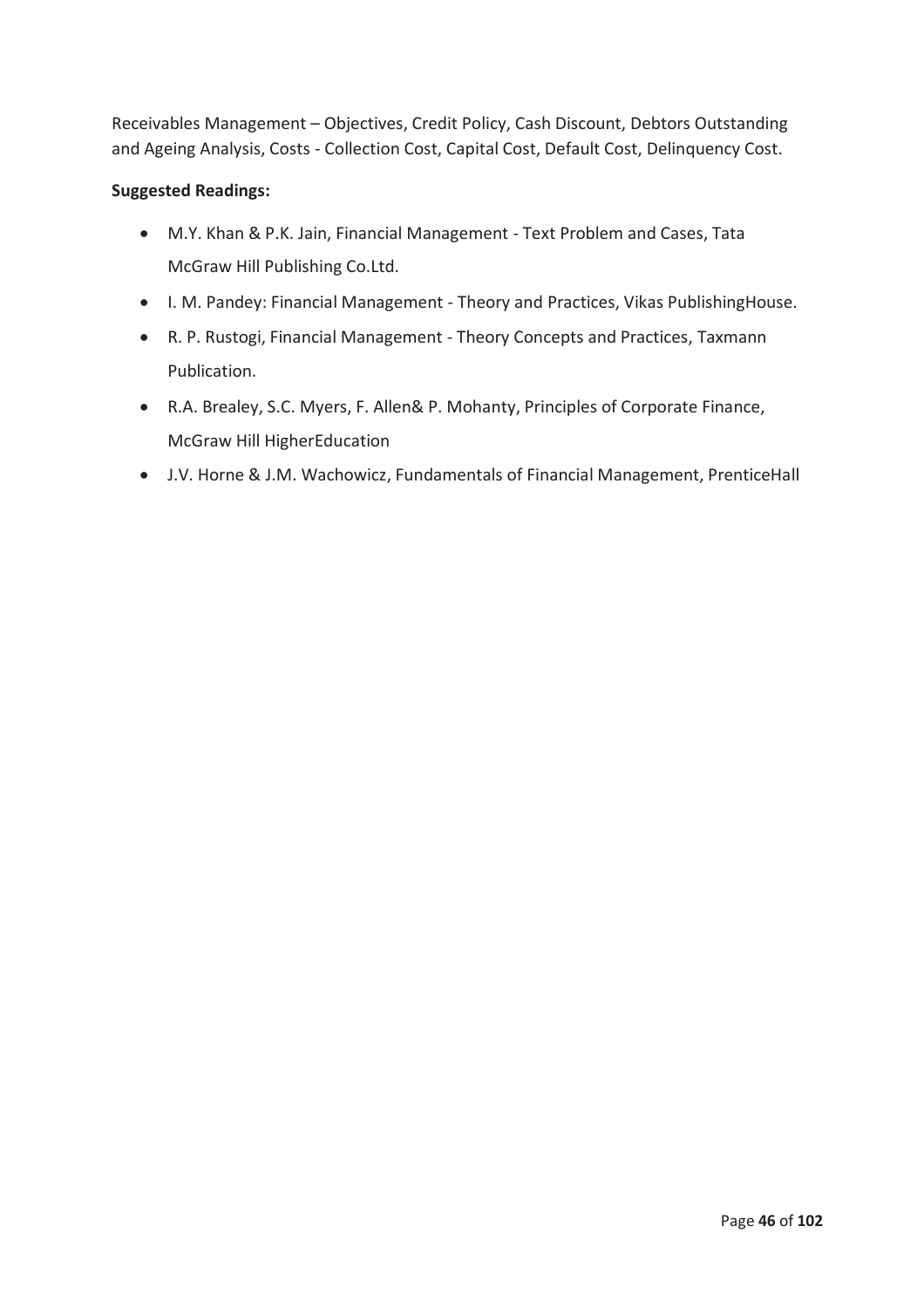Receivables Management – Objectives, Credit Policy, Cash Discount, Debtors Outstanding and Ageing Analysis, Costs - Collection Cost, Capital Cost, Default Cost, Delinquency Cost.

**Suggested Readings:**

- M.Y. Khan & P.K. Jain, Financial Management - Text Problem and Cases, Tata McGraw Hill Publishing Co.Ltd.
- I. M. Pandey: Financial Management - Theory and Practices, Vikas PublishingHouse.
- R. P. Rustogi, Financial Management - Theory Concepts and Practices, Taxmann Publication.
- R.A. Brealey, S.C. Myers, F. Allen& P. Mohanty, Principles of Corporate Finance, McGraw Hill HigherEducation
- J.V. Horne & J.M. Wachowicz, Fundamentals of Financial Management, PrenticeHall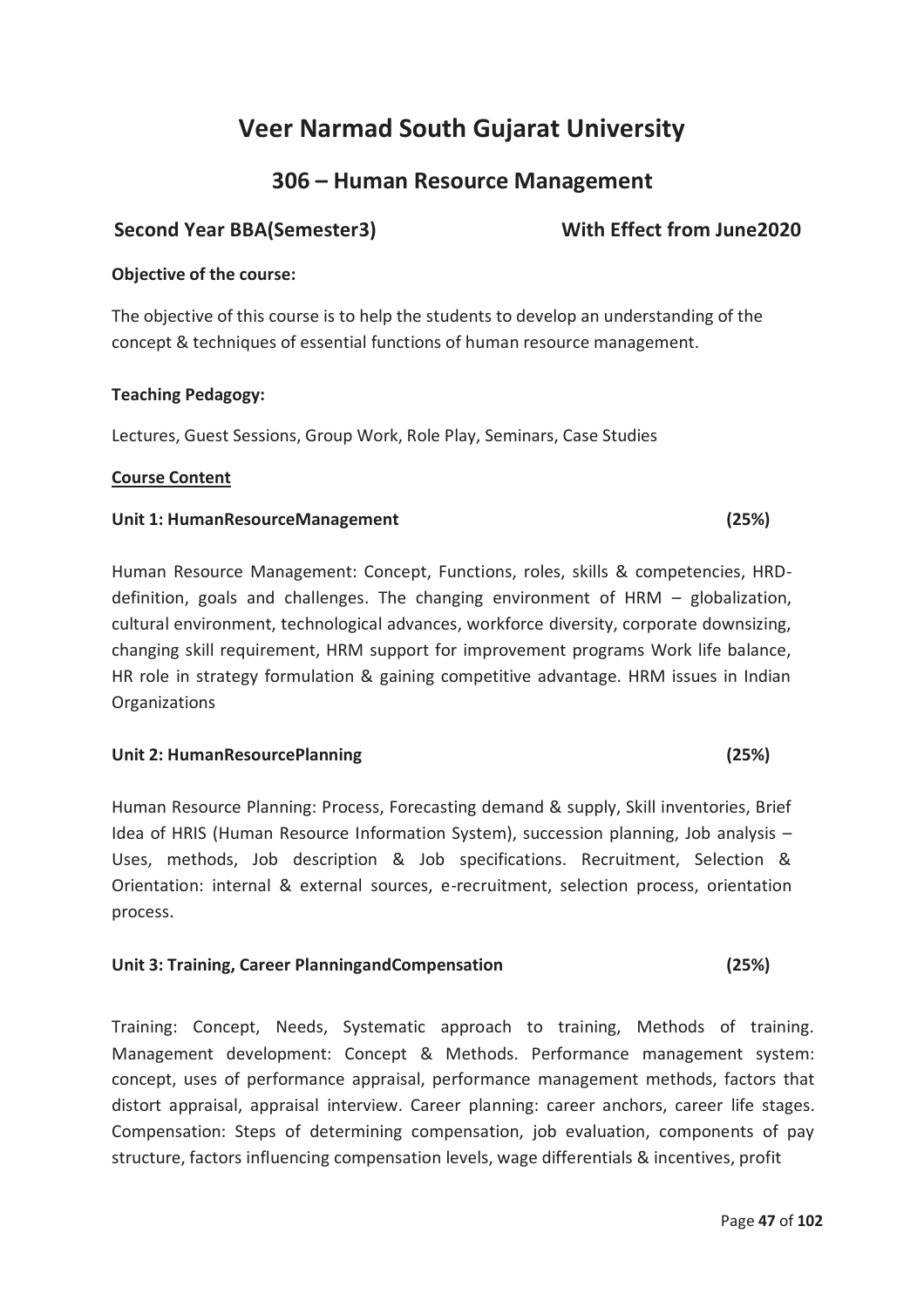# Veer Narmad South Gujarat University

## 306 – Human Resource Management

**Second Year BBA(Semester3)** **With Effect from June2020**

**Objective of the course:**

The objective of this course is to help the students to develop an understanding of the concept & techniques of essential functions of human resource management.

**Teaching Pedagogy:**

Lectures, Guest Sessions, Group Work, Role Play, Seminars, Case Studies

**<u>Course Content</u>**

**Unit 1: HumanResourceManagement (25%)**

Human Resource Management: Concept, Functions, roles, skills & competencies, HRD-definition, goals and challenges. The changing environment of HRM – globalization, cultural environment, technological advances, workforce diversity, corporate downsizing, changing skill requirement, HRM support for improvement programs Work life balance, HR role in strategy formulation & gaining competitive advantage. HRM issues in Indian Organizations

**Unit 2: HumanResourcePlanning (25%)**

Human Resource Planning: Process, Forecasting demand & supply, Skill inventories, Brief Idea of HRIS (Human Resource Information System), succession planning, Job analysis – Uses, methods, Job description & Job specifications. Recruitment, Selection & Orientation: internal & external sources, e-recruitment, selection process, orientation process.

**Unit 3: Training, Career PlanningandCompensation (25%)**

Training: Concept, Needs, Systematic approach to training, Methods of training. Management development: Concept & Methods. Performance management system: concept, uses of performance appraisal, performance management methods, factors that distort appraisal, appraisal interview. Career planning: career anchors, career life stages. Compensation: Steps of determining compensation, job evaluation, components of pay structure, factors influencing compensation levels, wage differentials & incentives, profit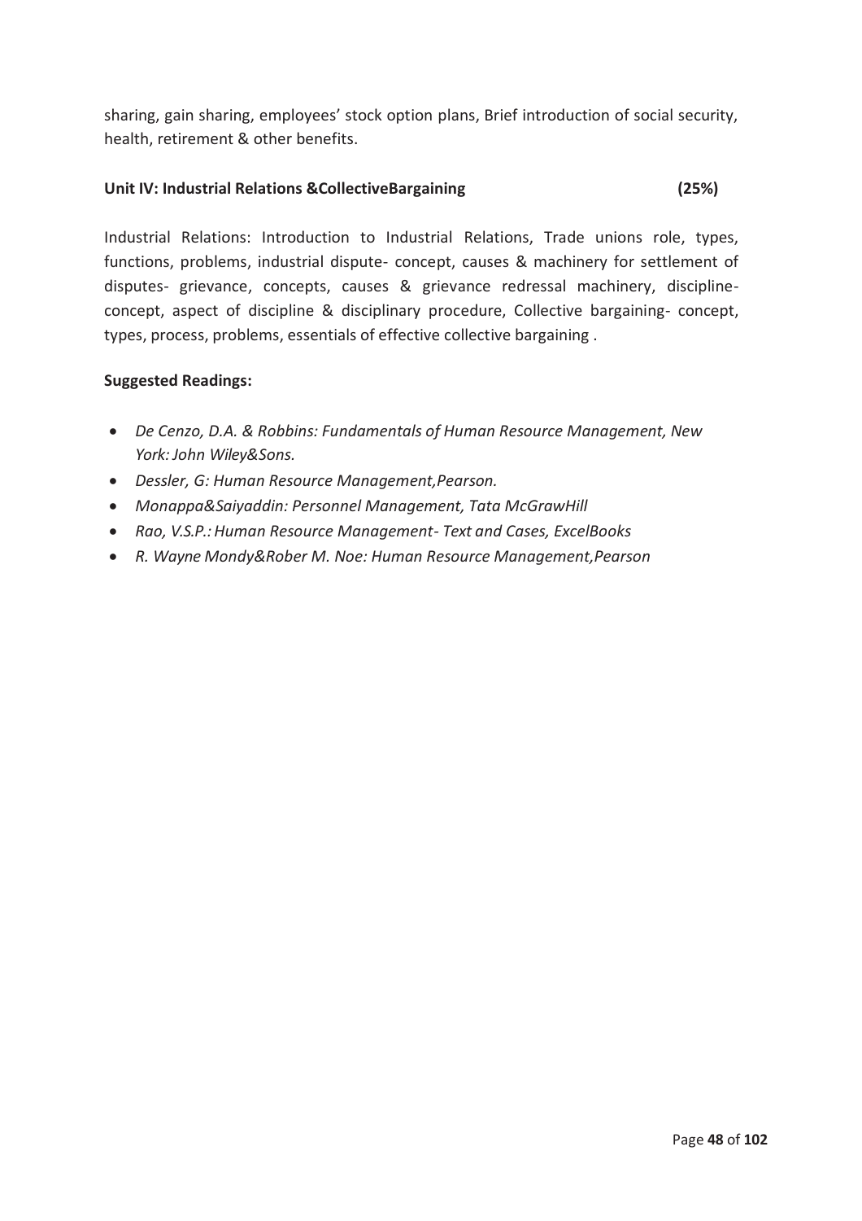sharing, gain sharing, employees' stock option plans, Brief introduction of social security, health, retirement & other benefits.

**Unit IV: Industrial Relations &CollectiveBargaining (25%)**

Industrial Relations: Introduction to Industrial Relations, Trade unions role, types, functions, problems, industrial dispute- concept, causes & machinery for settlement of disputes- grievance, concepts, causes & grievance redressal machinery, discipline-concept, aspect of discipline & disciplinary procedure, Collective bargaining- concept, types, process, problems, essentials of effective collective bargaining .

**Suggested Readings:**

- *De Cenzo, D.A. & Robbins: Fundamentals of Human Resource Management, New York: John Wiley&Sons.*
- *Dessler, G: Human Resource Management,Pearson.*
- *Monappa&Saiyaddin: Personnel Management, Tata McGrawHill*
- *Rao, V.S.P.: Human Resource Management- Text and Cases, ExcelBooks*
- *R. Wayne Mondy&Rober M. Noe: Human Resource Management,Pearson*